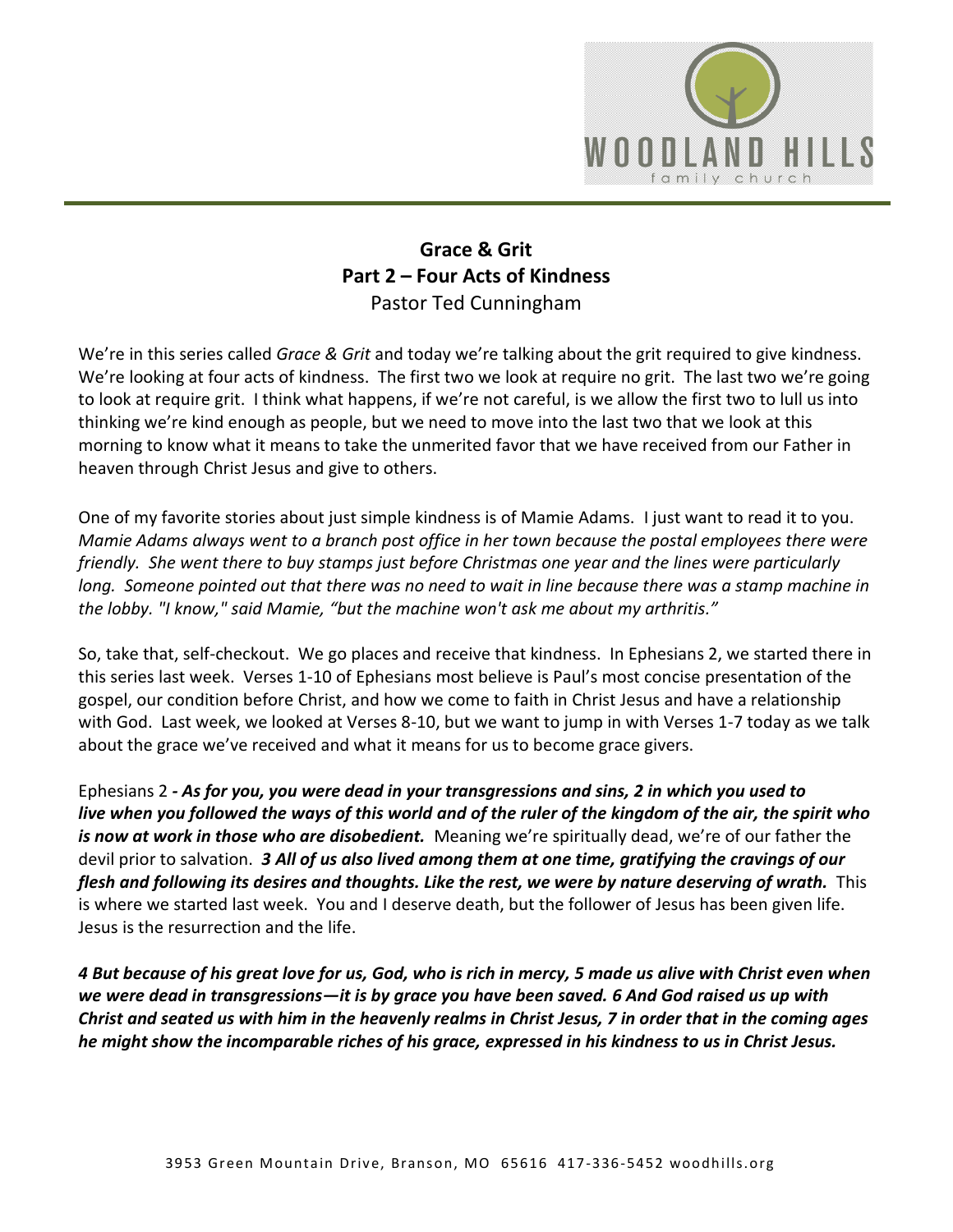# Grace & Grit
## Part 2 – Four Acts of Kindness
Pastor Ted Cunningham

We're in this series called *Grace & Grit* and today we're talking about the grit required to give kindness. We're looking at four acts of kindness. The first two we look at require no grit. The last two we're going to look at require grit. I think what happens, if we're not careful, is we allow the first two to lull us into thinking we're kind enough as people, but we need to move into the last two that we look at this morning to know what it means to take the unmerited favor that we have received from our Father in heaven through Christ Jesus and give to others.

One of my favorite stories about just simple kindness is of Mamie Adams. I just want to read it to you. *Mamie Adams always went to a branch post office in her town because the postal employees there were friendly. She went there to buy stamps just before Christmas one year and the lines were particularly long. Someone pointed out that there was no need to wait in line because there was a stamp machine in the lobby. "I know," said Mamie, "but the machine won't ask me about my arthritis."*

So, take that, self-checkout. We go places and receive that kindness. In Ephesians 2, we started there in this series last week. Verses 1-10 of Ephesians most believe is Paul's most concise presentation of the gospel, our condition before Christ, and how we come to faith in Christ Jesus and have a relationship with God. Last week, we looked at Verses 8-10, but we want to jump in with Verses 1-7 today as we talk about the grace we've received and what it means for us to become grace givers.

Ephesians 2 ***- As for you, you were dead in your transgressions and sins, 2 in which you used to live when you followed the ways of this world and of the ruler of the kingdom of the air, the spirit who is now at work in those who are disobedient.*** Meaning we're spiritually dead, we're of our father the devil prior to salvation. ***3 All of us also lived among them at one time, gratifying the cravings of our flesh and following its desires and thoughts. Like the rest, we were by nature deserving of wrath.*** This is where we started last week. You and I deserve death, but the follower of Jesus has been given life. Jesus is the resurrection and the life.

***4 But because of his great love for us, God, who is rich in mercy, 5 made us alive with Christ even when we were dead in transgressions—it is by grace you have been saved. 6 And God raised us up with Christ and seated us with him in the heavenly realms in Christ Jesus, 7 in order that in the coming ages he might show the incomparable riches of his grace, expressed in his kindness to us in Christ Jesus.***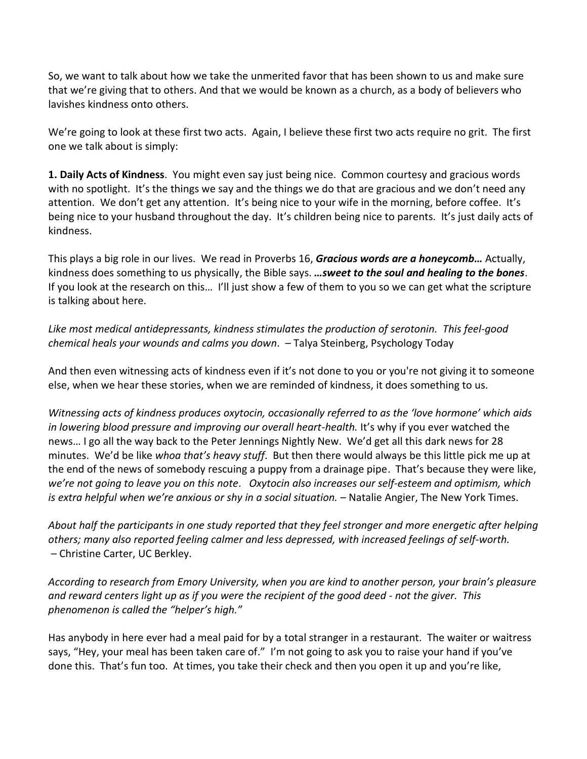So, we want to talk about how we take the unmerited favor that has been shown to us and make sure that we're giving that to others. And that we would be known as a church, as a body of believers who lavishes kindness onto others.

We're going to look at these first two acts. Again, I believe these first two acts require no grit. The first one we talk about is simply:

**1. Daily Acts of Kindness**. You might even say just being nice. Common courtesy and gracious words with no spotlight. It's the things we say and the things we do that are gracious and we don't need any attention. We don't get any attention. It's being nice to your wife in the morning, before coffee. It's being nice to your husband throughout the day. It's children being nice to parents. It's just daily acts of kindness.

This plays a big role in our lives. We read in Proverbs 16, ***Gracious words are a honeycomb…*** Actually, kindness does something to us physically, the Bible says. ***…sweet to the soul and healing to the bones***. If you look at the research on this… I'll just show a few of them to you so we can get what the scripture is talking about here.

*Like most medical antidepressants, kindness stimulates the production of serotonin. This feel-good chemical heals your wounds and calms you down*. – Talya Steinberg, Psychology Today

And then even witnessing acts of kindness even if it's not done to you or you're not giving it to someone else, when we hear these stories, when we are reminded of kindness, it does something to us.

*Witnessing acts of kindness produces oxytocin, occasionally referred to as the 'love hormone' which aids in lowering blood pressure and improving our overall heart-health.* It's why if you ever watched the news… I go all the way back to the Peter Jennings Nightly New. We'd get all this dark news for 28 minutes. We'd be like *whoa that's heavy stuff*. But then there would always be this little pick me up at the end of the news of somebody rescuing a puppy from a drainage pipe. That's because they were like, *we're not going to leave you on this note*. *Oxytocin also increases our self-esteem and optimism, which is extra helpful when we're anxious or shy in a social situation.* – Natalie Angier, The New York Times.

*About half the participants in one study reported that they feel stronger and more energetic after helping others; many also reported feeling calmer and less depressed, with increased feelings of self-worth.* – Christine Carter, UC Berkley.

*According to research from Emory University, when you are kind to another person, your brain's pleasure and reward centers light up as if you were the recipient of the good deed - not the giver. This phenomenon is called the "helper's high."*

Has anybody in here ever had a meal paid for by a total stranger in a restaurant. The waiter or waitress says, "Hey, your meal has been taken care of." I'm not going to ask you to raise your hand if you've done this. That's fun too. At times, you take their check and then you open it up and you're like,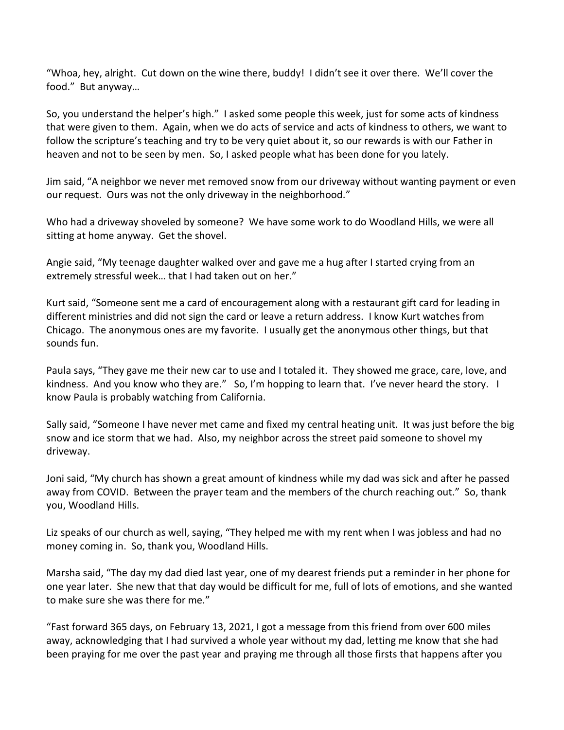"Whoa, hey, alright. Cut down on the wine there, buddy! I didn't see it over there. We'll cover the food." But anyway…

So, you understand the helper's high." I asked some people this week, just for some acts of kindness that were given to them. Again, when we do acts of service and acts of kindness to others, we want to follow the scripture's teaching and try to be very quiet about it, so our rewards is with our Father in heaven and not to be seen by men. So, I asked people what has been done for you lately.

Jim said, "A neighbor we never met removed snow from our driveway without wanting payment or even our request. Ours was not the only driveway in the neighborhood."

Who had a driveway shoveled by someone? We have some work to do Woodland Hills, we were all sitting at home anyway. Get the shovel.

Angie said, "My teenage daughter walked over and gave me a hug after I started crying from an extremely stressful week… that I had taken out on her."

Kurt said, "Someone sent me a card of encouragement along with a restaurant gift card for leading in different ministries and did not sign the card or leave a return address. I know Kurt watches from Chicago. The anonymous ones are my favorite. I usually get the anonymous other things, but that sounds fun.

Paula says, "They gave me their new car to use and I totaled it. They showed me grace, care, love, and kindness. And you know who they are." So, I'm hopping to learn that. I've never heard the story. I know Paula is probably watching from California.

Sally said, "Someone I have never met came and fixed my central heating unit. It was just before the big snow and ice storm that we had. Also, my neighbor across the street paid someone to shovel my driveway.

Joni said, "My church has shown a great amount of kindness while my dad was sick and after he passed away from COVID. Between the prayer team and the members of the church reaching out." So, thank you, Woodland Hills.

Liz speaks of our church as well, saying, "They helped me with my rent when I was jobless and had no money coming in. So, thank you, Woodland Hills.

Marsha said, "The day my dad died last year, one of my dearest friends put a reminder in her phone for one year later. She new that that day would be difficult for me, full of lots of emotions, and she wanted to make sure she was there for me."

"Fast forward 365 days, on February 13, 2021, I got a message from this friend from over 600 miles away, acknowledging that I had survived a whole year without my dad, letting me know that she had been praying for me over the past year and praying me through all those firsts that happens after you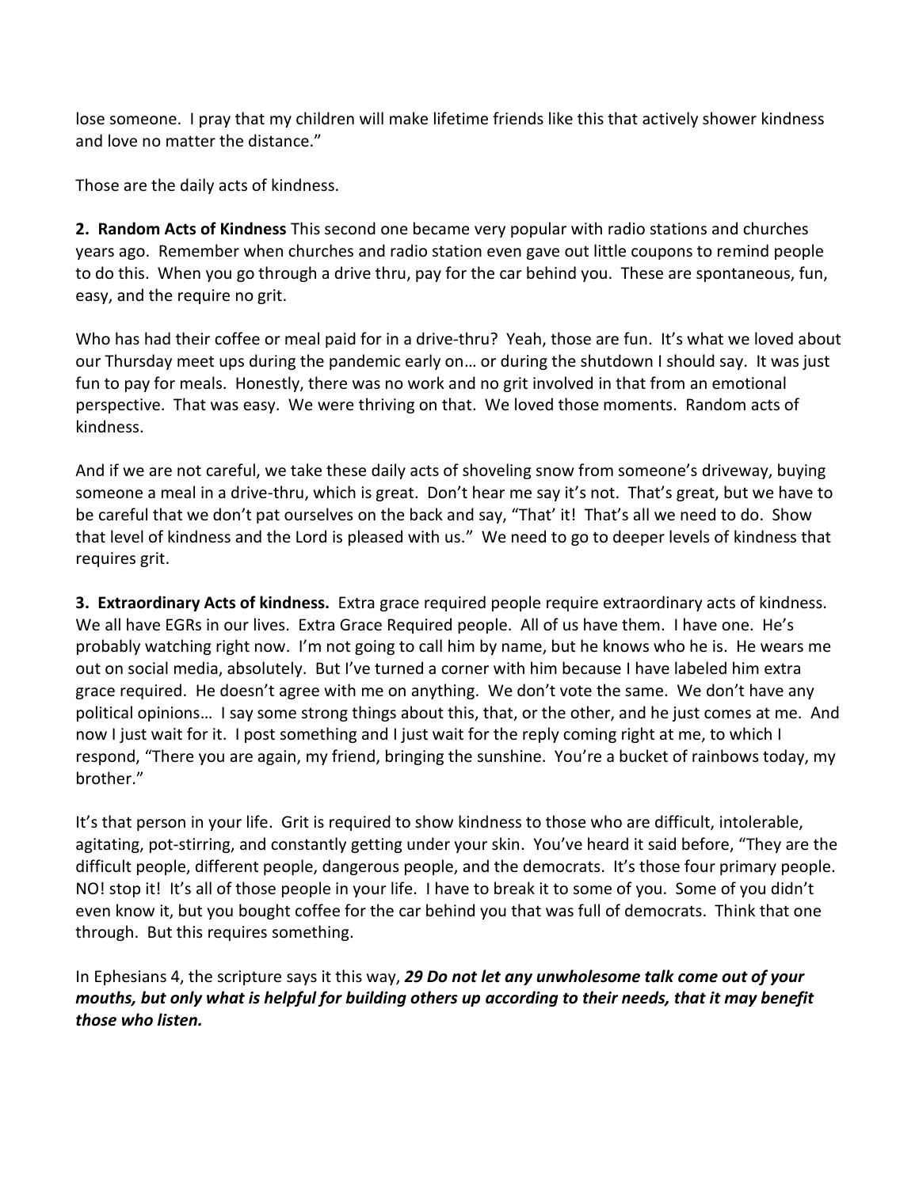lose someone. I pray that my children will make lifetime friends like this that actively shower kindness and love no matter the distance."

Those are the daily acts of kindness.

**2. Random Acts of Kindness** This second one became very popular with radio stations and churches years ago. Remember when churches and radio station even gave out little coupons to remind people to do this. When you go through a drive thru, pay for the car behind you. These are spontaneous, fun, easy, and the require no grit.

Who has had their coffee or meal paid for in a drive-thru? Yeah, those are fun. It's what we loved about our Thursday meet ups during the pandemic early on… or during the shutdown I should say. It was just fun to pay for meals. Honestly, there was no work and no grit involved in that from an emotional perspective. That was easy. We were thriving on that. We loved those moments. Random acts of kindness.

And if we are not careful, we take these daily acts of shoveling snow from someone's driveway, buying someone a meal in a drive-thru, which is great. Don't hear me say it's not. That's great, but we have to be careful that we don't pat ourselves on the back and say, "That' it! That's all we need to do. Show that level of kindness and the Lord is pleased with us." We need to go to deeper levels of kindness that requires grit.

**3. Extraordinary Acts of kindness.** Extra grace required people require extraordinary acts of kindness. We all have EGRs in our lives. Extra Grace Required people. All of us have them. I have one. He's probably watching right now. I'm not going to call him by name, but he knows who he is. He wears me out on social media, absolutely. But I've turned a corner with him because I have labeled him extra grace required. He doesn't agree with me on anything. We don't vote the same. We don't have any political opinions… I say some strong things about this, that, or the other, and he just comes at me. And now I just wait for it. I post something and I just wait for the reply coming right at me, to which I respond, "There you are again, my friend, bringing the sunshine. You're a bucket of rainbows today, my brother."

It's that person in your life. Grit is required to show kindness to those who are difficult, intolerable, agitating, pot-stirring, and constantly getting under your skin. You've heard it said before, "They are the difficult people, different people, dangerous people, and the democrats. It's those four primary people. NO! stop it! It's all of those people in your life. I have to break it to some of you. Some of you didn't even know it, but you bought coffee for the car behind you that was full of democrats. Think that one through. But this requires something.

In Ephesians 4, the scripture says it this way, ***29 Do not let any unwholesome talk come out of your mouths, but only what is helpful for building others up according to their needs, that it may benefit those who listen.***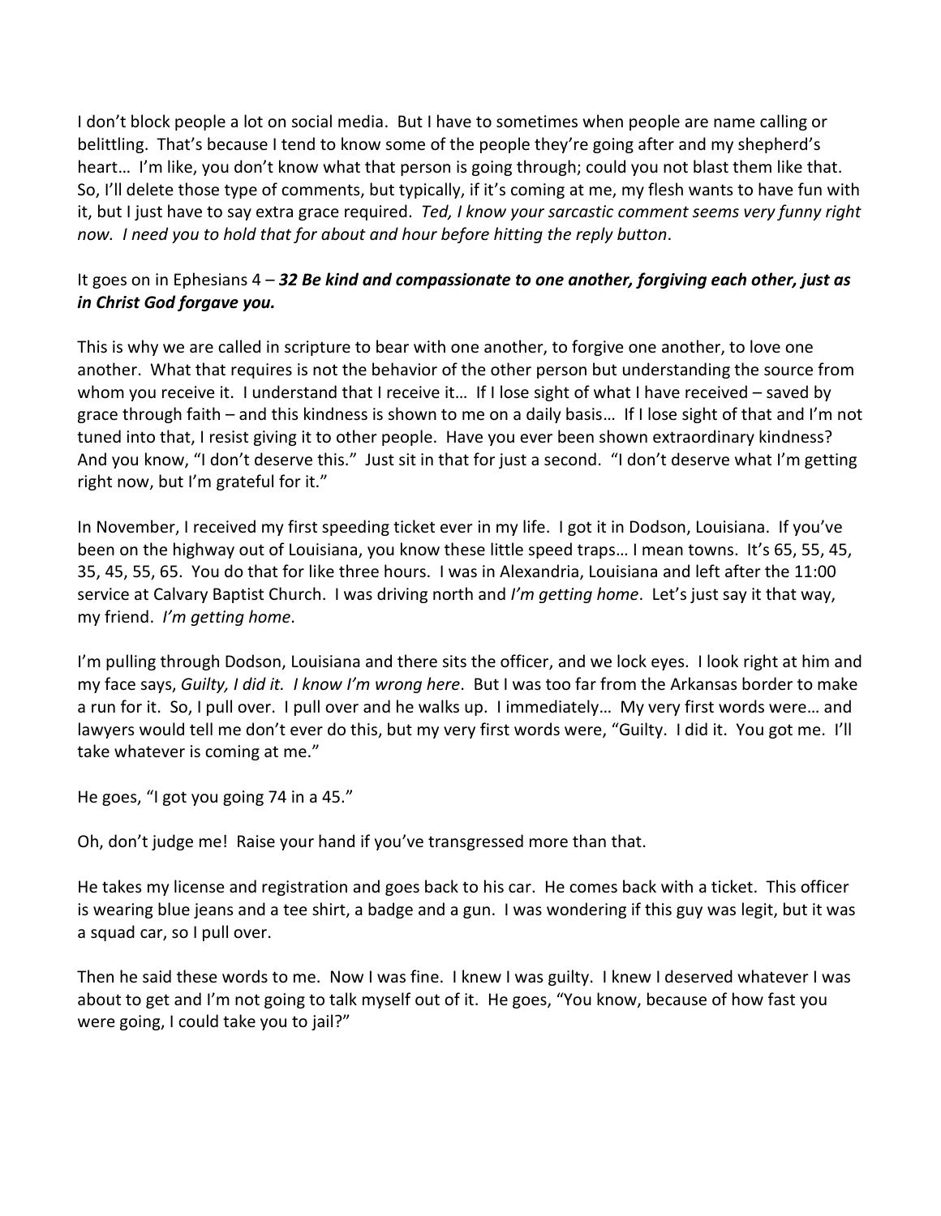I don't block people a lot on social media. But I have to sometimes when people are name calling or belittling. That's because I tend to know some of the people they're going after and my shepherd's heart… I'm like, you don't know what that person is going through; could you not blast them like that. So, I'll delete those type of comments, but typically, if it's coming at me, my flesh wants to have fun with it, but I just have to say extra grace required. *Ted, I know your sarcastic comment seems very funny right now. I need you to hold that for about and hour before hitting the reply button*.

It goes on in Ephesians 4 – ***32 Be kind and compassionate to one another, forgiving each other, just as in Christ God forgave you.***

This is why we are called in scripture to bear with one another, to forgive one another, to love one another. What that requires is not the behavior of the other person but understanding the source from whom you receive it. I understand that I receive it… If I lose sight of what I have received – saved by grace through faith – and this kindness is shown to me on a daily basis… If I lose sight of that and I'm not tuned into that, I resist giving it to other people. Have you ever been shown extraordinary kindness? And you know, "I don't deserve this." Just sit in that for just a second. "I don't deserve what I'm getting right now, but I'm grateful for it."

In November, I received my first speeding ticket ever in my life. I got it in Dodson, Louisiana. If you've been on the highway out of Louisiana, you know these little speed traps… I mean towns. It's 65, 55, 45, 35, 45, 55, 65. You do that for like three hours. I was in Alexandria, Louisiana and left after the 11:00 service at Calvary Baptist Church. I was driving north and *I'm getting home*. Let's just say it that way, my friend. *I'm getting home*.

I'm pulling through Dodson, Louisiana and there sits the officer, and we lock eyes. I look right at him and my face says, *Guilty, I did it. I know I'm wrong here*. But I was too far from the Arkansas border to make a run for it. So, I pull over. I pull over and he walks up. I immediately… My very first words were… and lawyers would tell me don't ever do this, but my very first words were, "Guilty. I did it. You got me. I'll take whatever is coming at me."

He goes, "I got you going 74 in a 45."

Oh, don't judge me! Raise your hand if you've transgressed more than that.

He takes my license and registration and goes back to his car. He comes back with a ticket. This officer is wearing blue jeans and a tee shirt, a badge and a gun. I was wondering if this guy was legit, but it was a squad car, so I pull over.

Then he said these words to me. Now I was fine. I knew I was guilty. I knew I deserved whatever I was about to get and I'm not going to talk myself out of it. He goes, "You know, because of how fast you were going, I could take you to jail?"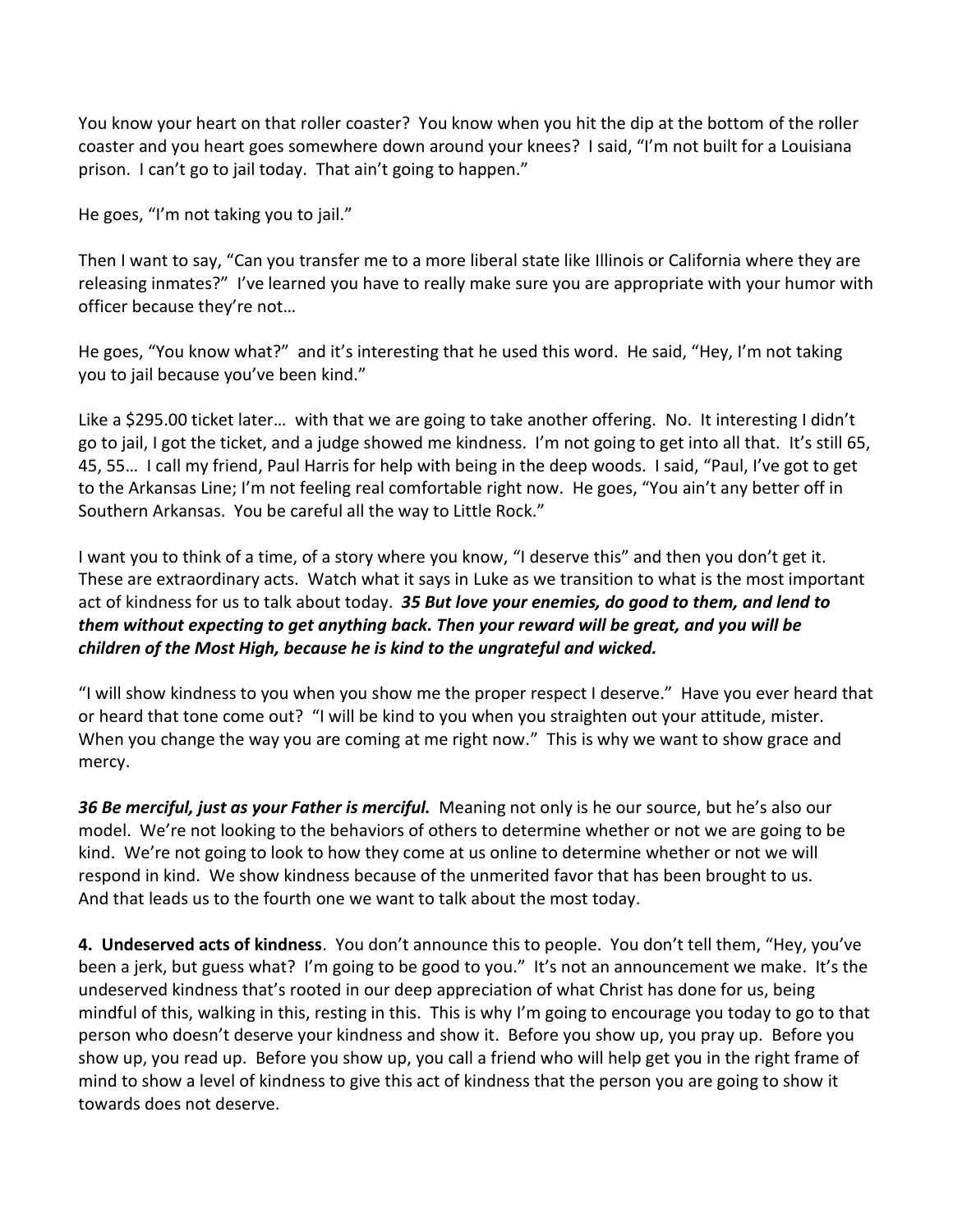You know your heart on that roller coaster? You know when you hit the dip at the bottom of the roller coaster and you heart goes somewhere down around your knees? I said, "I'm not built for a Louisiana prison. I can't go to jail today. That ain't going to happen."

He goes, "I'm not taking you to jail."

Then I want to say, "Can you transfer me to a more liberal state like Illinois or California where they are releasing inmates?" I've learned you have to really make sure you are appropriate with your humor with officer because they're not…

He goes, "You know what?" and it's interesting that he used this word. He said, "Hey, I'm not taking you to jail because you've been kind."

Like a $295.00 ticket later… with that we are going to take another offering. No. It interesting I didn't go to jail, I got the ticket, and a judge showed me kindness. I'm not going to get into all that. It's still 65, 45, 55… I call my friend, Paul Harris for help with being in the deep woods. I said, "Paul, I've got to get to the Arkansas Line; I'm not feeling real comfortable right now. He goes, "You ain't any better off in Southern Arkansas. You be careful all the way to Little Rock."

I want you to think of a time, of a story where you know, "I deserve this" and then you don't get it. These are extraordinary acts. Watch what it says in Luke as we transition to what is the most important act of kindness for us to talk about today. ***35 But love your enemies, do good to them, and lend to them without expecting to get anything back. Then your reward will be great, and you will be children of the Most High, because he is kind to the ungrateful and wicked.***

"I will show kindness to you when you show me the proper respect I deserve." Have you ever heard that or heard that tone come out? "I will be kind to you when you straighten out your attitude, mister. When you change the way you are coming at me right now." This is why we want to show grace and mercy.

***36 Be merciful, just as your Father is merciful.*** Meaning not only is he our source, but he's also our model. We're not looking to the behaviors of others to determine whether or not we are going to be kind. We're not going to look to how they come at us online to determine whether or not we will respond in kind. We show kindness because of the unmerited favor that has been brought to us. And that leads us to the fourth one we want to talk about the most today.

**4. Undeserved acts of kindness**. You don't announce this to people. You don't tell them, "Hey, you've been a jerk, but guess what? I'm going to be good to you." It's not an announcement we make. It's the undeserved kindness that's rooted in our deep appreciation of what Christ has done for us, being mindful of this, walking in this, resting in this. This is why I'm going to encourage you today to go to that person who doesn't deserve your kindness and show it. Before you show up, you pray up. Before you show up, you read up. Before you show up, you call a friend who will help get you in the right frame of mind to show a level of kindness to give this act of kindness that the person you are going to show it towards does not deserve.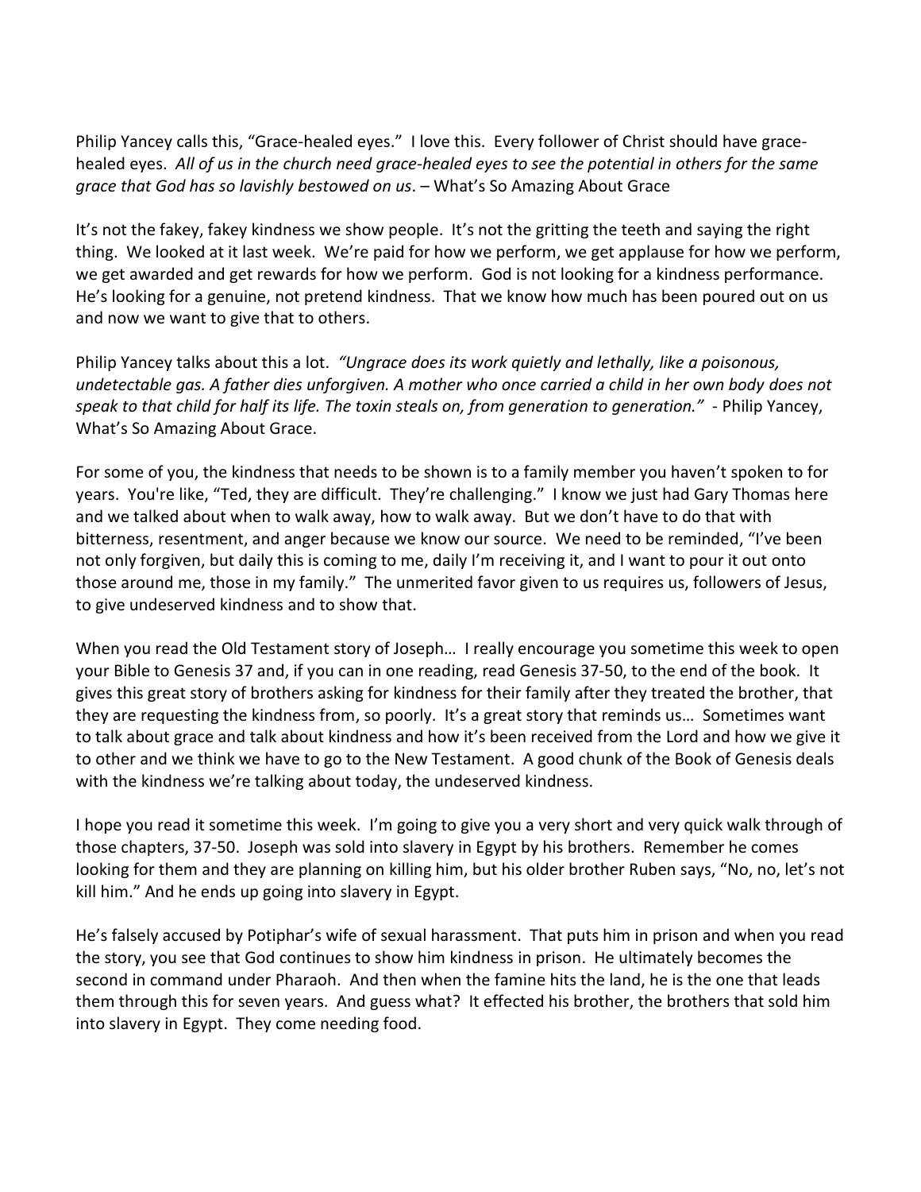Philip Yancey calls this, "Grace-healed eyes." I love this. Every follower of Christ should have grace-healed eyes. *All of us in the church need grace-healed eyes to see the potential in others for the same grace that God has so lavishly bestowed on us*. – What's So Amazing About Grace

It's not the fakey, fakey kindness we show people. It's not the gritting the teeth and saying the right thing. We looked at it last week. We're paid for how we perform, we get applause for how we perform, we get awarded and get rewards for how we perform. God is not looking for a kindness performance. He's looking for a genuine, not pretend kindness. That we know how much has been poured out on us and now we want to give that to others.

Philip Yancey talks about this a lot. *"Ungrace does its work quietly and lethally, like a poisonous, undetectable gas. A father dies unforgiven. A mother who once carried a child in her own body does not speak to that child for half its life. The toxin steals on, from generation to generation."* - Philip Yancey, What's So Amazing About Grace.

For some of you, the kindness that needs to be shown is to a family member you haven't spoken to for years. You're like, "Ted, they are difficult. They're challenging." I know we just had Gary Thomas here and we talked about when to walk away, how to walk away. But we don't have to do that with bitterness, resentment, and anger because we know our source. We need to be reminded, "I've been not only forgiven, but daily this is coming to me, daily I'm receiving it, and I want to pour it out onto those around me, those in my family." The unmerited favor given to us requires us, followers of Jesus, to give undeserved kindness and to show that.

When you read the Old Testament story of Joseph… I really encourage you sometime this week to open your Bible to Genesis 37 and, if you can in one reading, read Genesis 37-50, to the end of the book. It gives this great story of brothers asking for kindness for their family after they treated the brother, that they are requesting the kindness from, so poorly. It's a great story that reminds us… Sometimes want to talk about grace and talk about kindness and how it's been received from the Lord and how we give it to other and we think we have to go to the New Testament. A good chunk of the Book of Genesis deals with the kindness we're talking about today, the undeserved kindness.

I hope you read it sometime this week. I'm going to give you a very short and very quick walk through of those chapters, 37-50. Joseph was sold into slavery in Egypt by his brothers. Remember he comes looking for them and they are planning on killing him, but his older brother Ruben says, "No, no, let's not kill him." And he ends up going into slavery in Egypt.

He's falsely accused by Potiphar's wife of sexual harassment. That puts him in prison and when you read the story, you see that God continues to show him kindness in prison. He ultimately becomes the second in command under Pharaoh. And then when the famine hits the land, he is the one that leads them through this for seven years. And guess what? It effected his brother, the brothers that sold him into slavery in Egypt. They come needing food.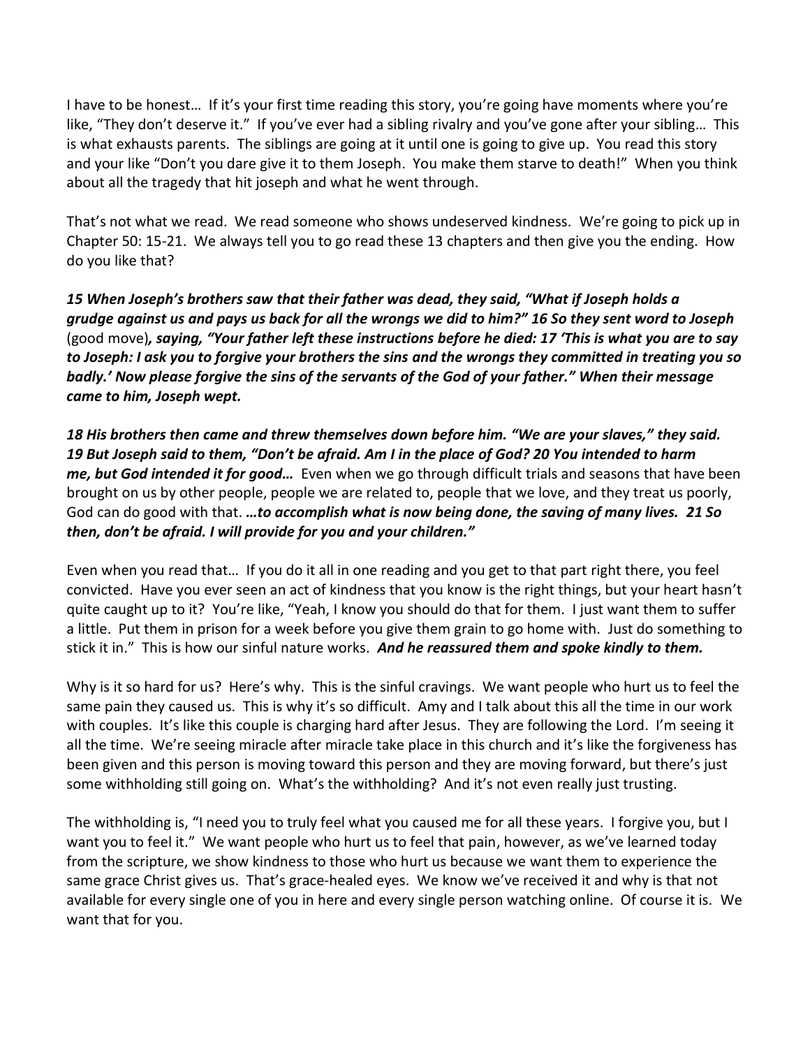I have to be honest… If it's your first time reading this story, you're going have moments where you're like, "They don't deserve it." If you've ever had a sibling rivalry and you've gone after your sibling… This is what exhausts parents. The siblings are going at it until one is going to give up. You read this story and your like "Don't you dare give it to them Joseph. You make them starve to death!" When you think about all the tragedy that hit joseph and what he went through.

That's not what we read. We read someone who shows undeserved kindness. We're going to pick up in Chapter 50: 15-21. We always tell you to go read these 13 chapters and then give you the ending. How do you like that?

***15 When Joseph's brothers saw that their father was dead, they said, "What if Joseph holds a grudge against us and pays us back for all the wrongs we did to him?" 16 So they sent word to Joseph*** (good move)***, saying, "Your father left these instructions before he died: 17 'This is what you are to say to Joseph: I ask you to forgive your brothers the sins and the wrongs they committed in treating you so badly.' Now please forgive the sins of the servants of the God of your father." When their message came to him, Joseph wept.***

***18 His brothers then came and threw themselves down before him. "We are your slaves," they said. 19 But Joseph said to them, "Don't be afraid. Am I in the place of God? 20 You intended to harm me, but God intended it for good…*** Even when we go through difficult trials and seasons that have been brought on us by other people, people we are related to, people that we love, and they treat us poorly, God can do good with that. ***…to accomplish what is now being done, the saving of many lives. 21 So then, don't be afraid. I will provide for you and your children."***

Even when you read that… If you do it all in one reading and you get to that part right there, you feel convicted. Have you ever seen an act of kindness that you know is the right things, but your heart hasn't quite caught up to it? You're like, "Yeah, I know you should do that for them. I just want them to suffer a little. Put them in prison for a week before you give them grain to go home with. Just do something to stick it in." This is how our sinful nature works. ***And he reassured them and spoke kindly to them.***

Why is it so hard for us? Here's why. This is the sinful cravings. We want people who hurt us to feel the same pain they caused us. This is why it's so difficult. Amy and I talk about this all the time in our work with couples. It's like this couple is charging hard after Jesus. They are following the Lord. I'm seeing it all the time. We're seeing miracle after miracle take place in this church and it's like the forgiveness has been given and this person is moving toward this person and they are moving forward, but there's just some withholding still going on. What's the withholding? And it's not even really just trusting.

The withholding is, "I need you to truly feel what you caused me for all these years. I forgive you, but I want you to feel it." We want people who hurt us to feel that pain, however, as we've learned today from the scripture, we show kindness to those who hurt us because we want them to experience the same grace Christ gives us. That's grace-healed eyes. We know we've received it and why is that not available for every single one of you in here and every single person watching online. Of course it is. We want that for you.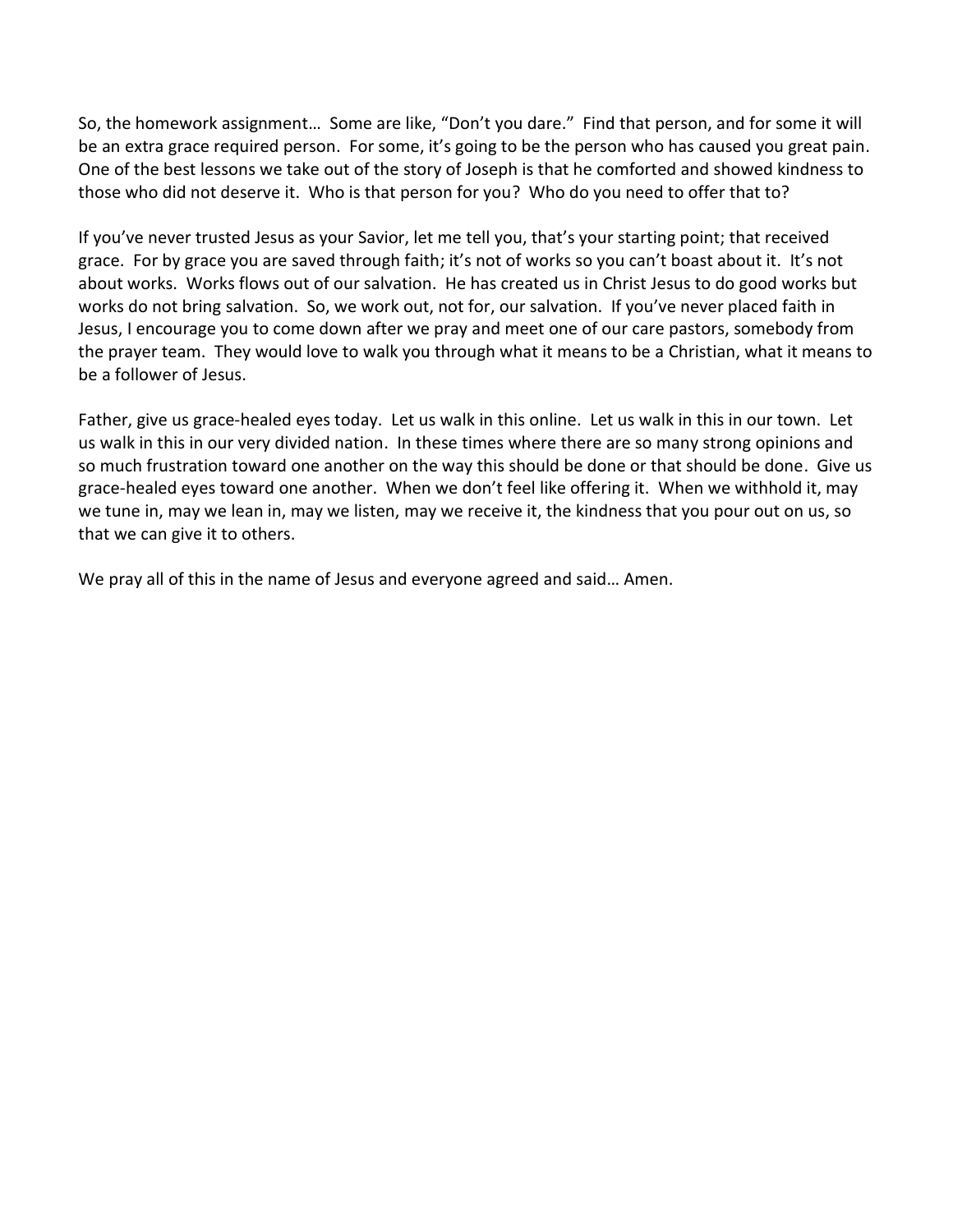So, the homework assignment… Some are like, "Don't you dare." Find that person, and for some it will be an extra grace required person. For some, it's going to be the person who has caused you great pain. One of the best lessons we take out of the story of Joseph is that he comforted and showed kindness to those who did not deserve it. Who is that person for you? Who do you need to offer that to?

If you've never trusted Jesus as your Savior, let me tell you, that's your starting point; that received grace. For by grace you are saved through faith; it's not of works so you can't boast about it. It's not about works. Works flows out of our salvation. He has created us in Christ Jesus to do good works but works do not bring salvation. So, we work out, not for, our salvation. If you've never placed faith in Jesus, I encourage you to come down after we pray and meet one of our care pastors, somebody from the prayer team. They would love to walk you through what it means to be a Christian, what it means to be a follower of Jesus.

Father, give us grace-healed eyes today. Let us walk in this online. Let us walk in this in our town. Let us walk in this in our very divided nation. In these times where there are so many strong opinions and so much frustration toward one another on the way this should be done or that should be done. Give us grace-healed eyes toward one another. When we don't feel like offering it. When we withhold it, may we tune in, may we lean in, may we listen, may we receive it, the kindness that you pour out on us, so that we can give it to others.

We pray all of this in the name of Jesus and everyone agreed and said… Amen.